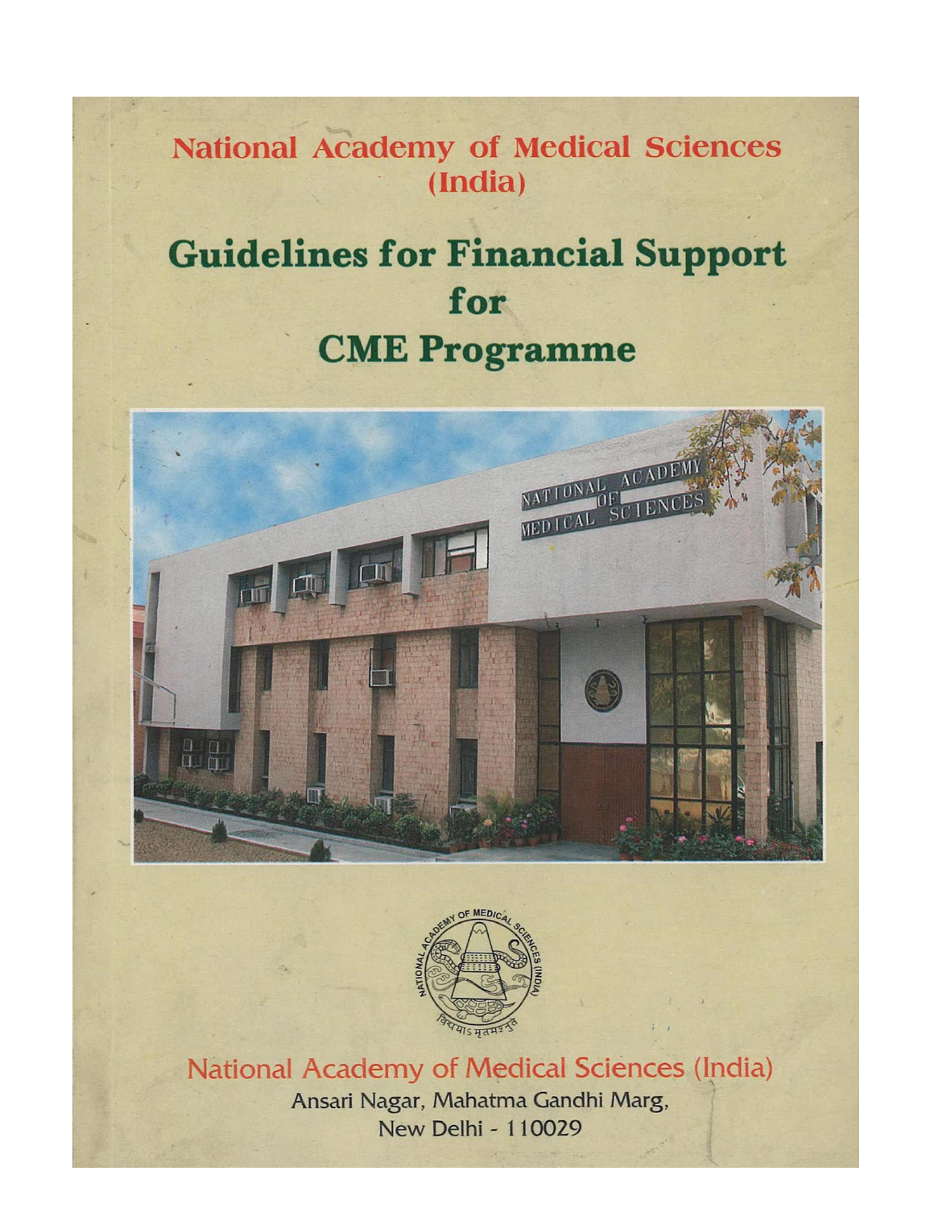# National Academy of Medical Sciences (India)

# Guidelines for Financial Support for CME Programme

National Academy of Medical Sciences (India)

Ansari Nagar, Mahatma Gandhi Marg,

New Delhi - 110029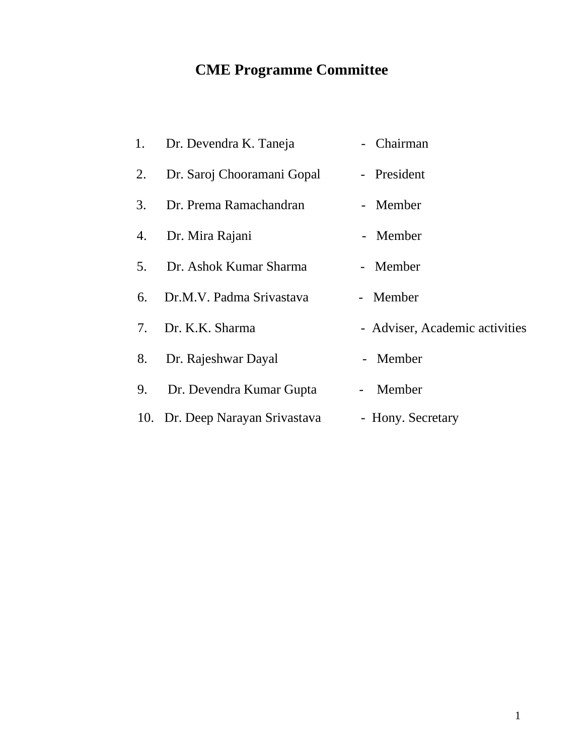# CME Programme Committee

1. Dr. Devendra K. Taneja - Chairman
2. Dr. Saroj Chooramani Gopal - President
3. Dr. Prema Ramachandran - Member
4. Dr. Mira Rajani - Member
5. Dr. Ashok Kumar Sharma - Member
6. Dr.M.V. Padma Srivastava - Member
7. Dr. K.K. Sharma - Adviser, Academic activities
8. Dr. Rajeshwar Dayal - Member
9. Dr. Devendra Kumar Gupta - Member
10. Dr. Deep Narayan Srivastava - Hony. Secretary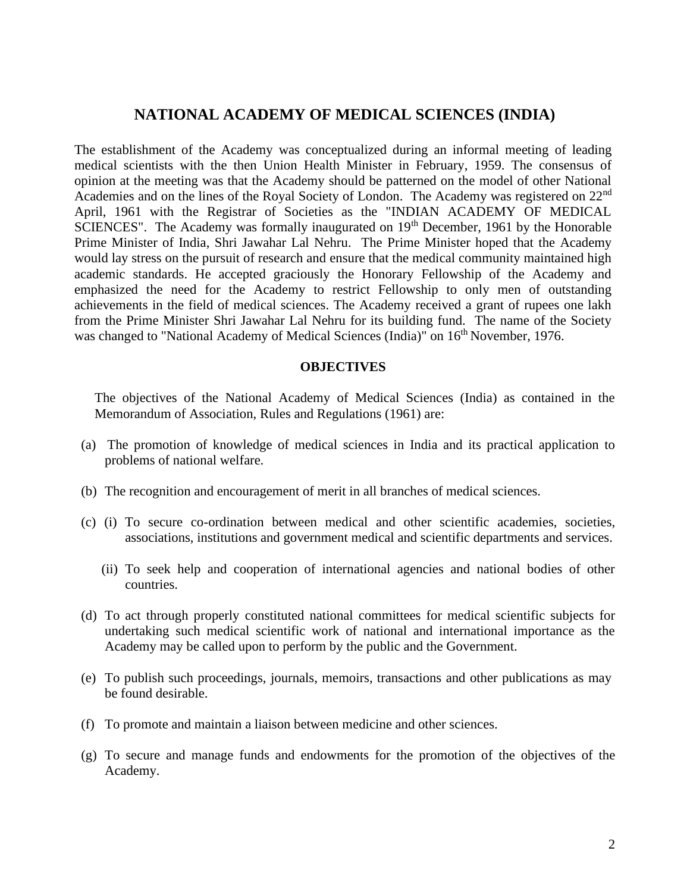# NATIONAL ACADEMY OF MEDICAL SCIENCES (INDIA)

The establishment of the Academy was conceptualized during an informal meeting of leading medical scientists with the then Union Health Minister in February, 1959. The consensus of opinion at the meeting was that the Academy should be patterned on the model of other National Academies and on the lines of the Royal Society of London. The Academy was registered on 22nd April, 1961 with the Registrar of Societies as the "INDIAN ACADEMY OF MEDICAL SCIENCES". The Academy was formally inaugurated on 19th December, 1961 by the Honorable Prime Minister of India, Shri Jawahar Lal Nehru. The Prime Minister hoped that the Academy would lay stress on the pursuit of research and ensure that the medical community maintained high academic standards. He accepted graciously the Honorary Fellowship of the Academy and emphasized the need for the Academy to restrict Fellowship to only men of outstanding achievements in the field of medical sciences. The Academy received a grant of rupees one lakh from the Prime Minister Shri Jawahar Lal Nehru for its building fund. The name of the Society was changed to "National Academy of Medical Sciences (India)" on 16th November, 1976.

## OBJECTIVES

The objectives of the National Academy of Medical Sciences (India) as contained in the Memorandum of Association, Rules and Regulations (1961) are:

(a) The promotion of knowledge of medical sciences in India and its practical application to problems of national welfare.

(b) The recognition and encouragement of merit in all branches of medical sciences.

(c) (i) To secure co-ordination between medical and other scientific academies, societies, associations, institutions and government medical and scientific departments and services.

(ii) To seek help and cooperation of international agencies and national bodies of other countries.

(d) To act through properly constituted national committees for medical scientific subjects for undertaking such medical scientific work of national and international importance as the Academy may be called upon to perform by the public and the Government.

(e) To publish such proceedings, journals, memoirs, transactions and other publications as may be found desirable.

(f) To promote and maintain a liaison between medicine and other sciences.

(g) To secure and manage funds and endowments for the promotion of the objectives of the Academy.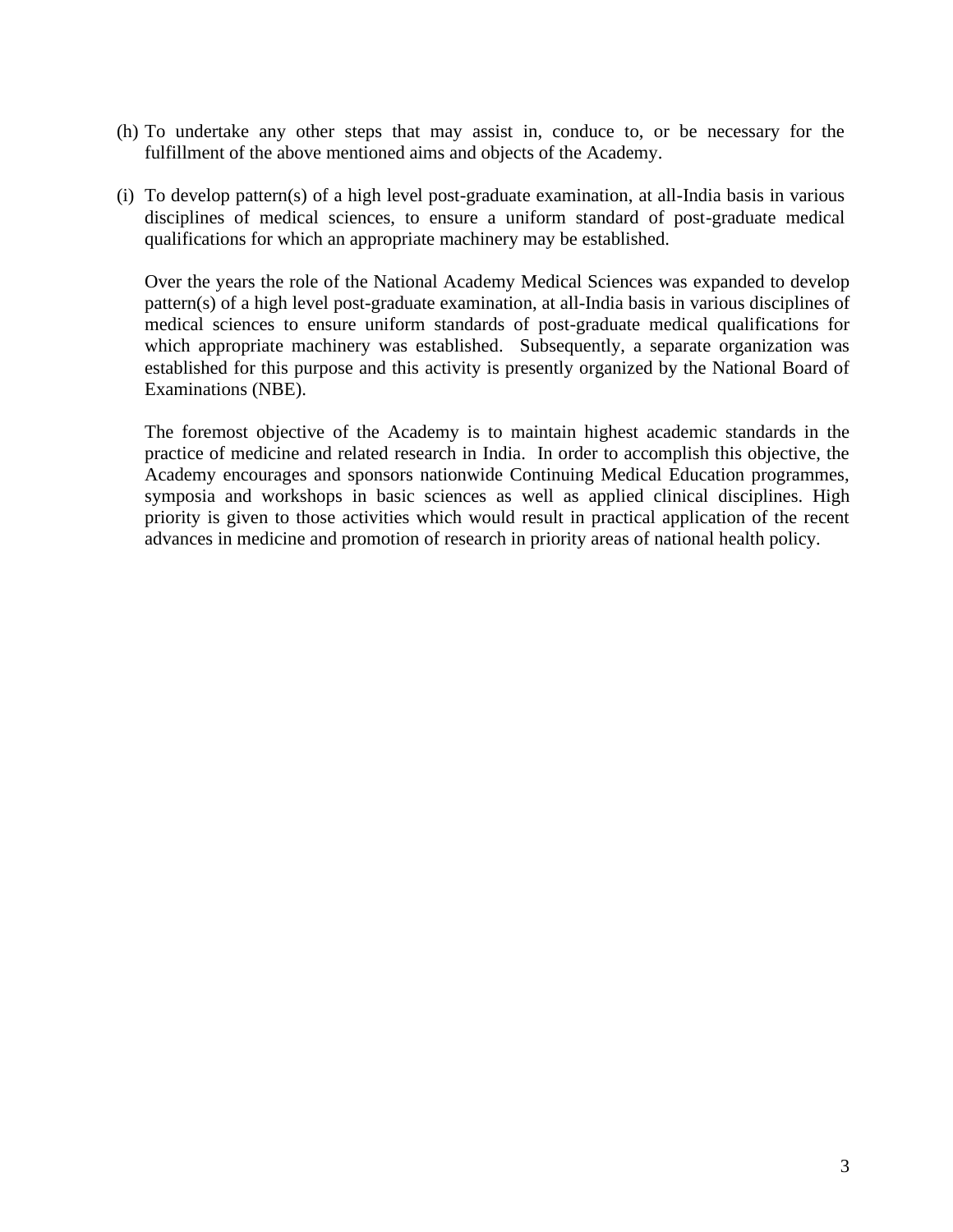(h) To undertake any other steps that may assist in, conduce to, or be necessary for the fulfillment of the above mentioned aims and objects of the Academy.

(i) To develop pattern(s) of a high level post-graduate examination, at all-India basis in various disciplines of medical sciences, to ensure a uniform standard of post-graduate medical qualifications for which an appropriate machinery may be established.

Over the years the role of the National Academy Medical Sciences was expanded to develop pattern(s) of a high level post-graduate examination, at all-India basis in various disciplines of medical sciences to ensure uniform standards of post-graduate medical qualifications for which appropriate machinery was established. Subsequently, a separate organization was established for this purpose and this activity is presently organized by the National Board of Examinations (NBE).

The foremost objective of the Academy is to maintain highest academic standards in the practice of medicine and related research in India. In order to accomplish this objective, the Academy encourages and sponsors nationwide Continuing Medical Education programmes, symposia and workshops in basic sciences as well as applied clinical disciplines. High priority is given to those activities which would result in practical application of the recent advances in medicine and promotion of research in priority areas of national health policy.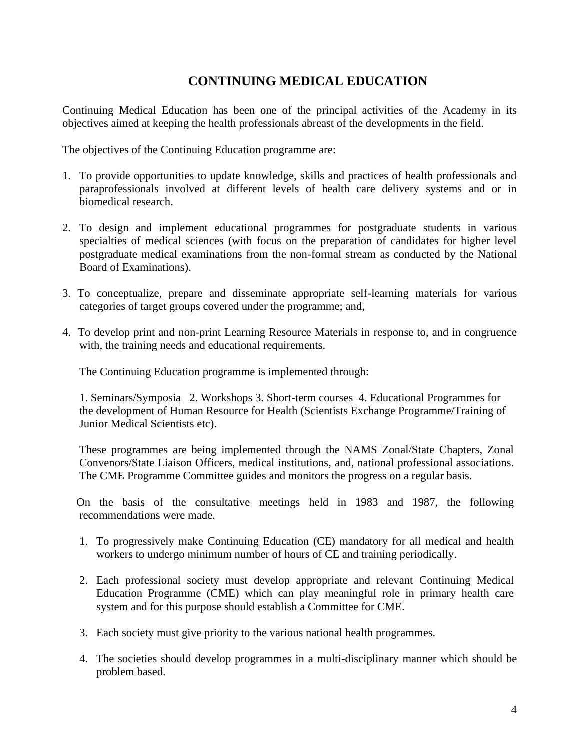# CONTINUING MEDICAL EDUCATION

Continuing Medical Education has been one of the principal activities of the Academy in its objectives aimed at keeping the health professionals abreast of the developments in the field.

The objectives of the Continuing Education programme are:

1. To provide opportunities to update knowledge, skills and practices of health professionals and paraprofessionals involved at different levels of health care delivery systems and or in biomedical research.

2. To design and implement educational programmes for postgraduate students in various specialties of medical sciences (with focus on the preparation of candidates for higher level postgraduate medical examinations from the non-formal stream as conducted by the National Board of Examinations).

3. To conceptualize, prepare and disseminate appropriate self-learning materials for various categories of target groups covered under the programme; and,

4. To develop print and non-print Learning Resource Materials in response to, and in congruence with, the training needs and educational requirements.

The Continuing Education programme is implemented through:

1. Seminars/Symposia 2. Workshops 3. Short-term courses 4. Educational Programmes for the development of Human Resource for Health (Scientists Exchange Programme/Training of Junior Medical Scientists etc).

These programmes are being implemented through the NAMS Zonal/State Chapters, Zonal Convenors/State Liaison Officers, medical institutions, and, national professional associations. The CME Programme Committee guides and monitors the progress on a regular basis.

On the basis of the consultative meetings held in 1983 and 1987, the following recommendations were made.

1. To progressively make Continuing Education (CE) mandatory for all medical and health workers to undergo minimum number of hours of CE and training periodically.

2. Each professional society must develop appropriate and relevant Continuing Medical Education Programme (CME) which can play meaningful role in primary health care system and for this purpose should establish a Committee for CME.

3. Each society must give priority to the various national health programmes.

4. The societies should develop programmes in a multi-disciplinary manner which should be problem based.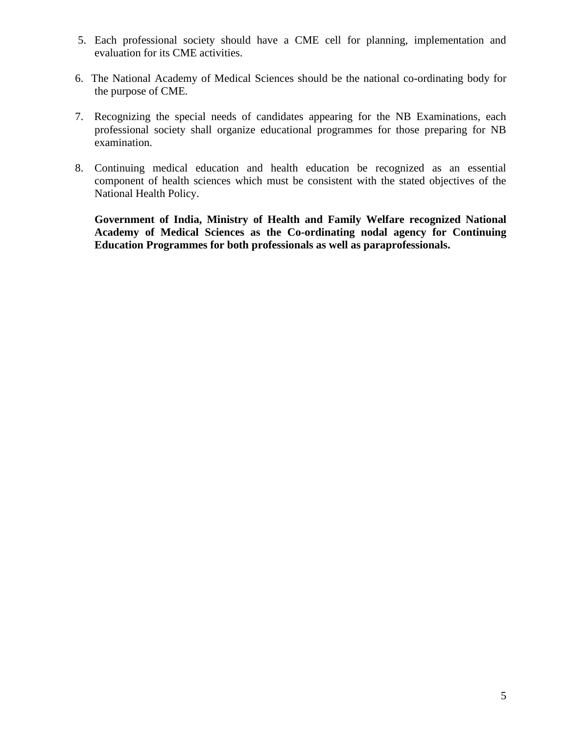5. Each professional society should have a CME cell for planning, implementation and evaluation for its CME activities.

6. The National Academy of Medical Sciences should be the national co-ordinating body for the purpose of CME.

7. Recognizing the special needs of candidates appearing for the NB Examinations, each professional society shall organize educational programmes for those preparing for NB examination.

8. Continuing medical education and health education be recognized as an essential component of health sciences which must be consistent with the stated objectives of the National Health Policy.

   **Government of India, Ministry of Health and Family Welfare recognized National Academy of Medical Sciences as the Co-ordinating nodal agency for Continuing Education Programmes for both professionals as well as paraprofessionals.**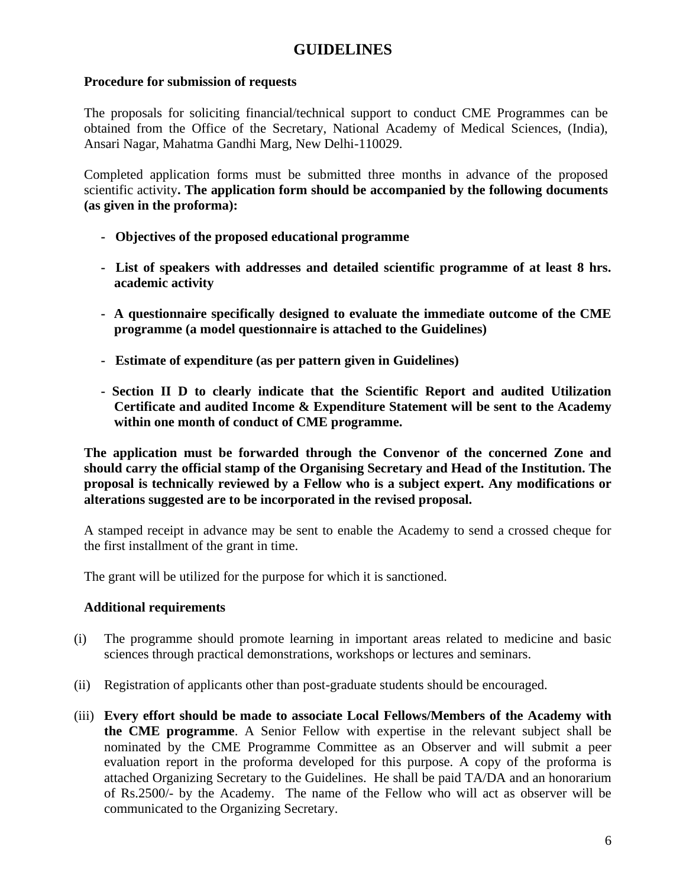# GUIDELINES

**Procedure for submission of requests**

The proposals for soliciting financial/technical support to conduct CME Programmes can be obtained from the Office of the Secretary, National Academy of Medical Sciences, (India), Ansari Nagar, Mahatma Gandhi Marg, New Delhi-110029.

Completed application forms must be submitted three months in advance of the proposed scientific activity**. The application form should be accompanied by the following documents (as given in the proforma):**

- **Objectives of the proposed educational programme**
- **List of speakers with addresses and detailed scientific programme of at least 8 hrs. academic activity**
- **A questionnaire specifically designed to evaluate the immediate outcome of the CME programme (a model questionnaire is attached to the Guidelines)**
- **Estimate of expenditure (as per pattern given in Guidelines)**
- **Section II D to clearly indicate that the Scientific Report and audited Utilization Certificate and audited Income & Expenditure Statement will be sent to the Academy within one month of conduct of CME programme.**

**The application must be forwarded through the Convenor of the concerned Zone and should carry the official stamp of the Organising Secretary and Head of the Institution. The proposal is technically reviewed by a Fellow who is a subject expert. Any modifications or alterations suggested are to be incorporated in the revised proposal.**

A stamped receipt in advance may be sent to enable the Academy to send a crossed cheque for the first installment of the grant in time.

The grant will be utilized for the purpose for which it is sanctioned.

**Additional requirements**

(i) The programme should promote learning in important areas related to medicine and basic sciences through practical demonstrations, workshops or lectures and seminars.

(ii) Registration of applicants other than post-graduate students should be encouraged.

(iii) **Every effort should be made to associate Local Fellows/Members of the Academy with the CME programme**. A Senior Fellow with expertise in the relevant subject shall be nominated by the CME Programme Committee as an Observer and will submit a peer evaluation report in the proforma developed for this purpose. A copy of the proforma is attached Organizing Secretary to the Guidelines. He shall be paid TA/DA and an honorarium of Rs.2500/- by the Academy. The name of the Fellow who will act as observer will be communicated to the Organizing Secretary.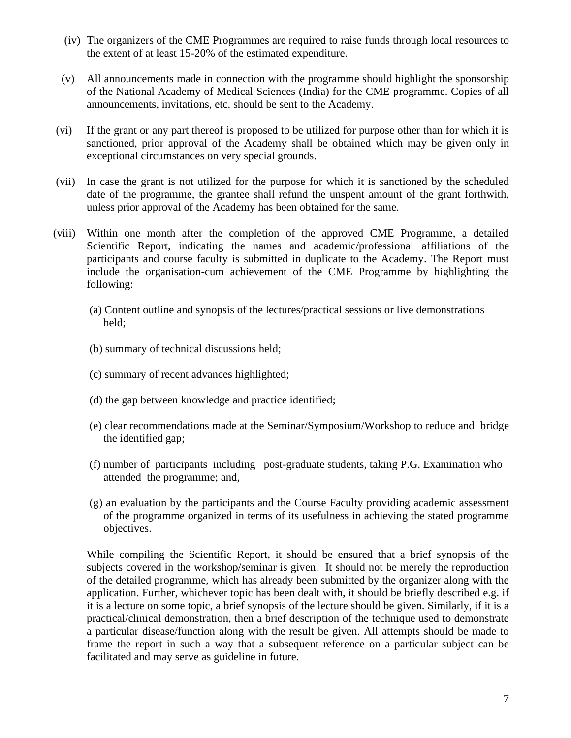(iv) The organizers of the CME Programmes are required to raise funds through local resources to the extent of at least 15-20% of the estimated expenditure.

(v) All announcements made in connection with the programme should highlight the sponsorship of the National Academy of Medical Sciences (India) for the CME programme. Copies of all announcements, invitations, etc. should be sent to the Academy.

(vi) If the grant or any part thereof is proposed to be utilized for purpose other than for which it is sanctioned, prior approval of the Academy shall be obtained which may be given only in exceptional circumstances on very special grounds.

(vii) In case the grant is not utilized for the purpose for which it is sanctioned by the scheduled date of the programme, the grantee shall refund the unspent amount of the grant forthwith, unless prior approval of the Academy has been obtained for the same.

(viii) Within one month after the completion of the approved CME Programme, a detailed Scientific Report, indicating the names and academic/professional affiliations of the participants and course faculty is submitted in duplicate to the Academy. The Report must include the organisation-cum achievement of the CME Programme by highlighting the following:

   (a) Content outline and synopsis of the lectures/practical sessions or live demonstrations held;

   (b) summary of technical discussions held;

   (c) summary of recent advances highlighted;

   (d) the gap between knowledge and practice identified;

   (e) clear recommendations made at the Seminar/Symposium/Workshop to reduce and bridge the identified gap;

   (f) number of participants including post-graduate students, taking P.G. Examination who attended the programme; and,

   (g) an evaluation by the participants and the Course Faculty providing academic assessment of the programme organized in terms of its usefulness in achieving the stated programme objectives.

   While compiling the Scientific Report, it should be ensured that a brief synopsis of the subjects covered in the workshop/seminar is given. It should not be merely the reproduction of the detailed programme, which has already been submitted by the organizer along with the application. Further, whichever topic has been dealt with, it should be briefly described e.g. if it is a lecture on some topic, a brief synopsis of the lecture should be given. Similarly, if it is a practical/clinical demonstration, then a brief description of the technique used to demonstrate a particular disease/function along with the result be given. All attempts should be made to frame the report in such a way that a subsequent reference on a particular subject can be facilitated and may serve as guideline in future.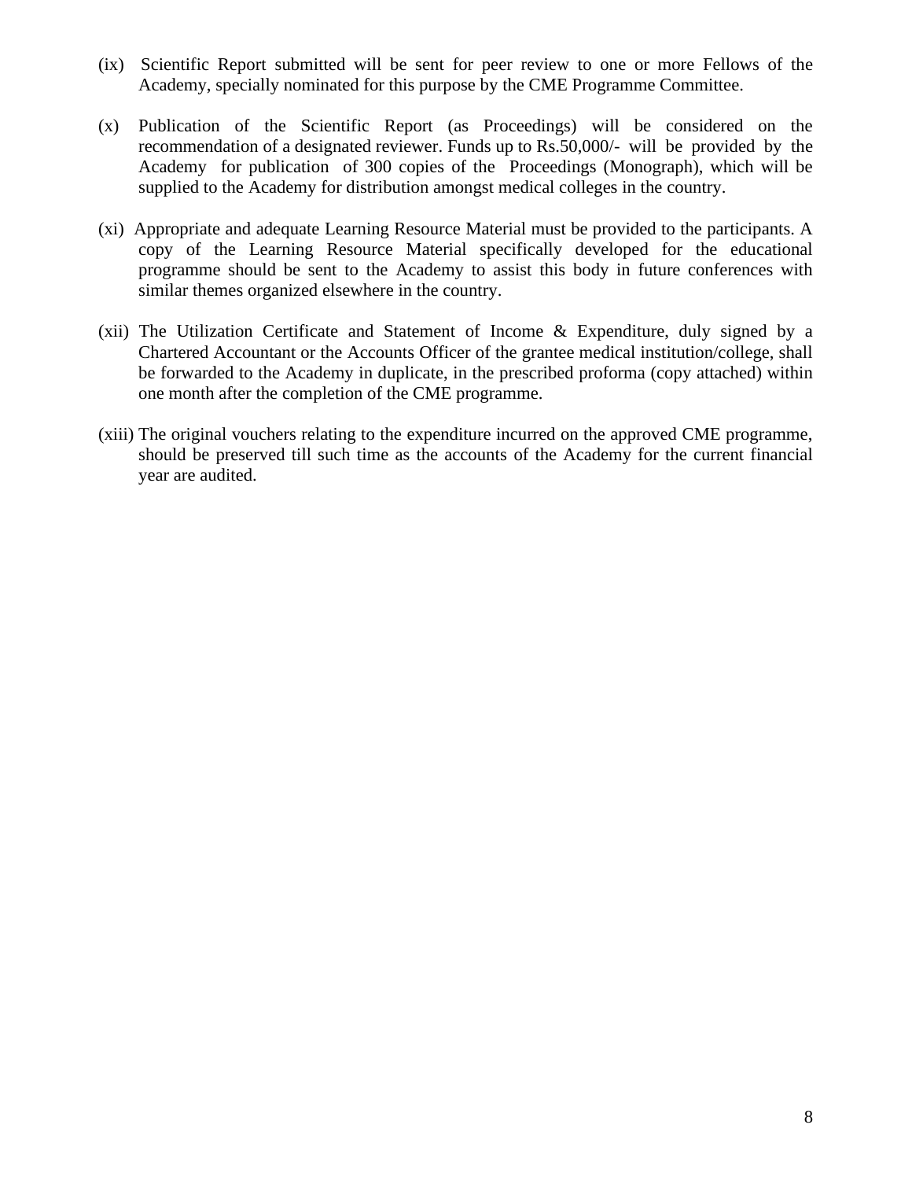(ix) Scientific Report submitted will be sent for peer review to one or more Fellows of the Academy, specially nominated for this purpose by the CME Programme Committee.

(x) Publication of the Scientific Report (as Proceedings) will be considered on the recommendation of a designated reviewer. Funds up to Rs.50,000/- will be provided by the Academy for publication of 300 copies of the Proceedings (Monograph), which will be supplied to the Academy for distribution amongst medical colleges in the country.

(xi) Appropriate and adequate Learning Resource Material must be provided to the participants. A copy of the Learning Resource Material specifically developed for the educational programme should be sent to the Academy to assist this body in future conferences with similar themes organized elsewhere in the country.

(xii) The Utilization Certificate and Statement of Income & Expenditure, duly signed by a Chartered Accountant or the Accounts Officer of the grantee medical institution/college, shall be forwarded to the Academy in duplicate, in the prescribed proforma (copy attached) within one month after the completion of the CME programme.

(xiii) The original vouchers relating to the expenditure incurred on the approved CME programme, should be preserved till such time as the accounts of the Academy for the current financial year are audited.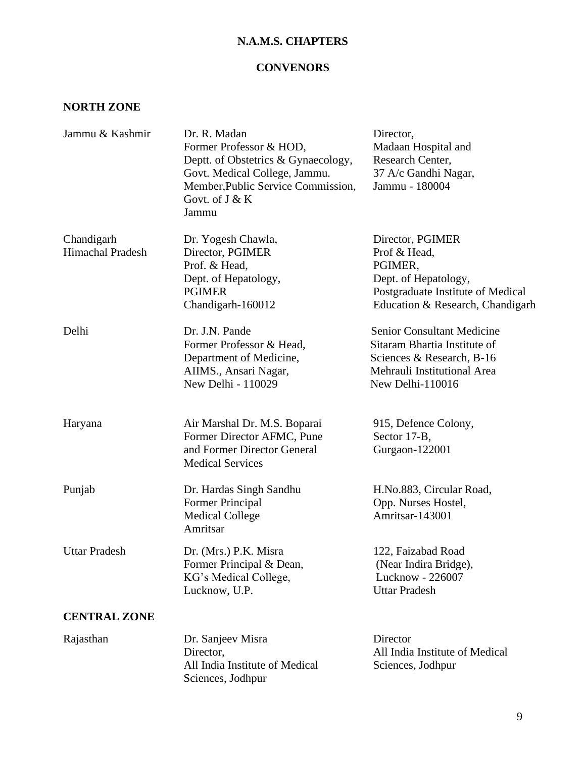## N.A.M.S. CHAPTERS

## CONVENORS

### NORTH ZONE

| | | |
|---|---|---|
| Jammu & Kashmir | Dr. R. Madan<br>Former Professor & HOD,<br>Deptt. of Obstetrics & Gynaecology,<br>Govt. Medical College, Jammu.<br>Member,Public Service Commission,<br>Govt. of J & K<br>Jammu | Director,<br>Madaan Hospital and<br>Research Center,<br>37 A/c Gandhi Nagar,<br>Jammu - 180004 |
| Chandigarh<br>Himachal Pradesh | Dr. Yogesh Chawla,<br>Director, PGIMER<br>Prof. & Head,<br>Dept. of Hepatology,<br>PGIMER<br>Chandigarh-160012 | Director, PGIMER<br>Prof & Head,<br>PGIMER,<br>Dept. of Hepatology,<br>Postgraduate Institute of Medical<br>Education & Research, Chandigarh |
| Delhi | Dr. J.N. Pande<br>Former Professor & Head,<br>Department of Medicine,<br>AIIMS., Ansari Nagar,<br>New Delhi - 110029 | Senior Consultant Medicine<br>Sitaram Bhartia Institute of<br>Sciences & Research, B-16<br>Mehrauli Institutional Area<br>New Delhi-110016 |
| Haryana | Air Marshal Dr. M.S. Boparai<br>Former Director AFMC, Pune<br>and Former Director General<br>Medical Services | 915, Defence Colony,<br>Sector 17-B,<br>Gurgaon-122001 |
| Punjab | Dr. Hardas Singh Sandhu<br>Former Principal<br>Medical College<br>Amritsar | H.No.883, Circular Road,<br>Opp. Nurses Hostel,<br>Amritsar-143001 |
| Uttar Pradesh | Dr. (Mrs.) P.K. Misra<br>Former Principal & Dean,<br>KG's Medical College,<br>Lucknow, U.P. | 122, Faizabad Road<br>(Near Indira Bridge),<br>Lucknow - 226007<br>Uttar Pradesh |

### CENTRAL ZONE

| | | |
|---|---|---|
| Rajasthan | Dr. Sanjeev Misra<br>Director,<br>All India Institute of Medical<br>Sciences, Jodhpur | Director<br>All India Institute of Medical<br>Sciences, Jodhpur |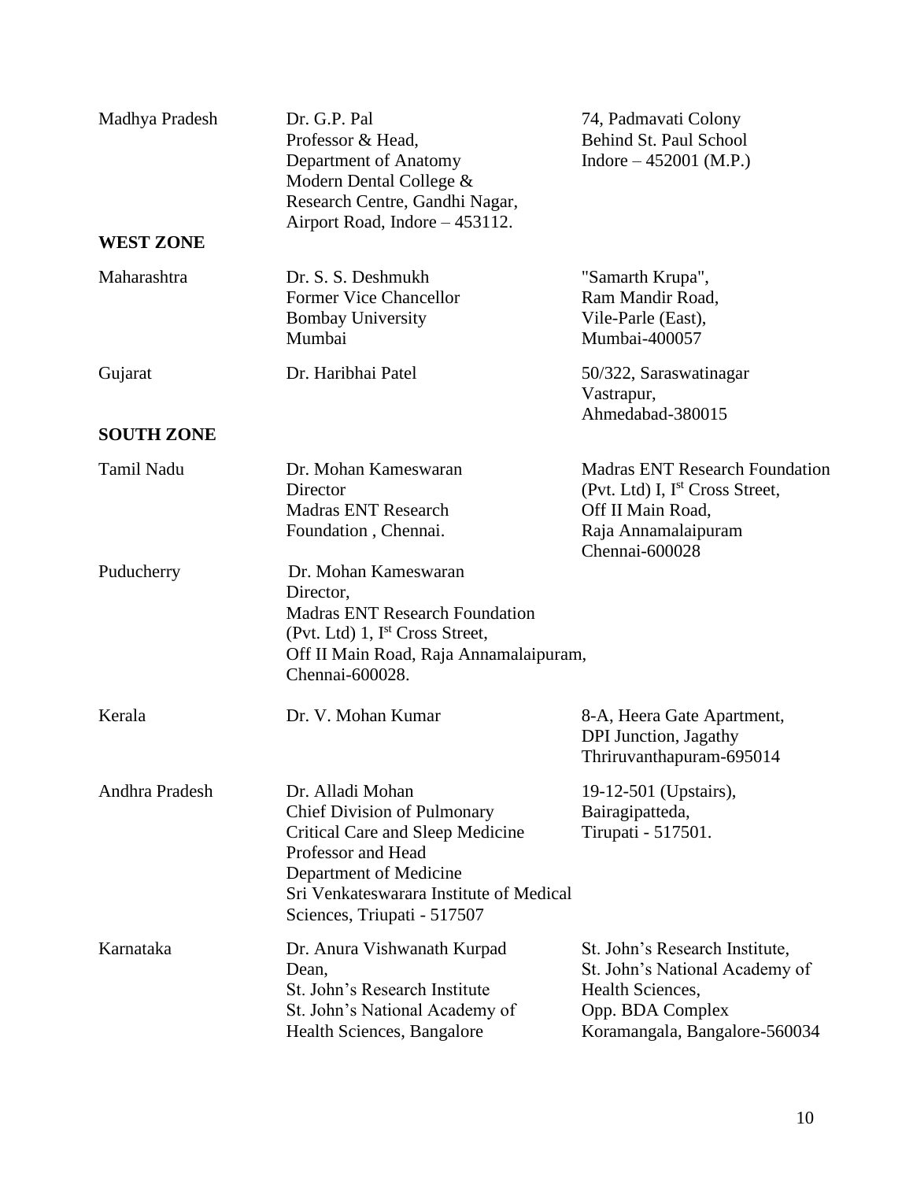| | | |
|---|---|---|
| Madhya Pradesh | Dr. G.P. Pal<br>Professor & Head,<br>Department of Anatomy<br>Modern Dental College &<br>Research Centre, Gandhi Nagar,<br>Airport Road, Indore – 453112. | 74, Padmavati Colony<br>Behind St. Paul School<br>Indore – 452001 (M.P.) |
| **WEST ZONE** | | |
| Maharashtra | Dr. S. S. Deshmukh<br>Former Vice Chancellor<br>Bombay University<br>Mumbai | "Samarth Krupa",<br>Ram Mandir Road,<br>Vile-Parle (East),<br>Mumbai-400057 |
| Gujarat | Dr. Haribhai Patel | 50/322, Saraswatinagar<br>Vastrapur,<br>Ahmedabad-380015 |
| **SOUTH ZONE** | | |
| Tamil Nadu | Dr. Mohan Kameswaran<br>Director<br>Madras ENT Research<br>Foundation , Chennai. | Madras ENT Research Foundation<br>(Pvt. Ltd) I, I[st] Cross Street,<br>Off II Main Road,<br>Raja Annamalaipuram<br>Chennai-600028 |
| Puducherry | Dr. Mohan Kameswaran<br>Director,<br>Madras ENT Research Foundation<br>(Pvt. Ltd) 1, I[st] Cross Street,<br>Off II Main Road, Raja Annamalaipuram,<br>Chennai-600028. | |
| Kerala | Dr. V. Mohan Kumar | 8-A, Heera Gate Apartment,<br>DPI Junction, Jagathy<br>Thriruvanthapuram-695014 |
| Andhra Pradesh | Dr. Alladi Mohan<br>Chief Division of Pulmonary<br>Critical Care and Sleep Medicine<br>Professor and Head<br>Department of Medicine<br>Sri Venkateswarara Institute of Medical<br>Sciences, Triupati - 517507 | 19-12-501 (Upstairs),<br>Bairagipatteda,<br>Tirupati - 517501. |
| Karnataka | Dr. Anura Vishwanath Kurpad<br>Dean,<br>St. John's Research Institute<br>St. John's National Academy of<br>Health Sciences, Bangalore | St. John's Research Institute,<br>St. John's National Academy of<br>Health Sciences,<br>Opp. BDA Complex<br>Koramangala, Bangalore-560034 |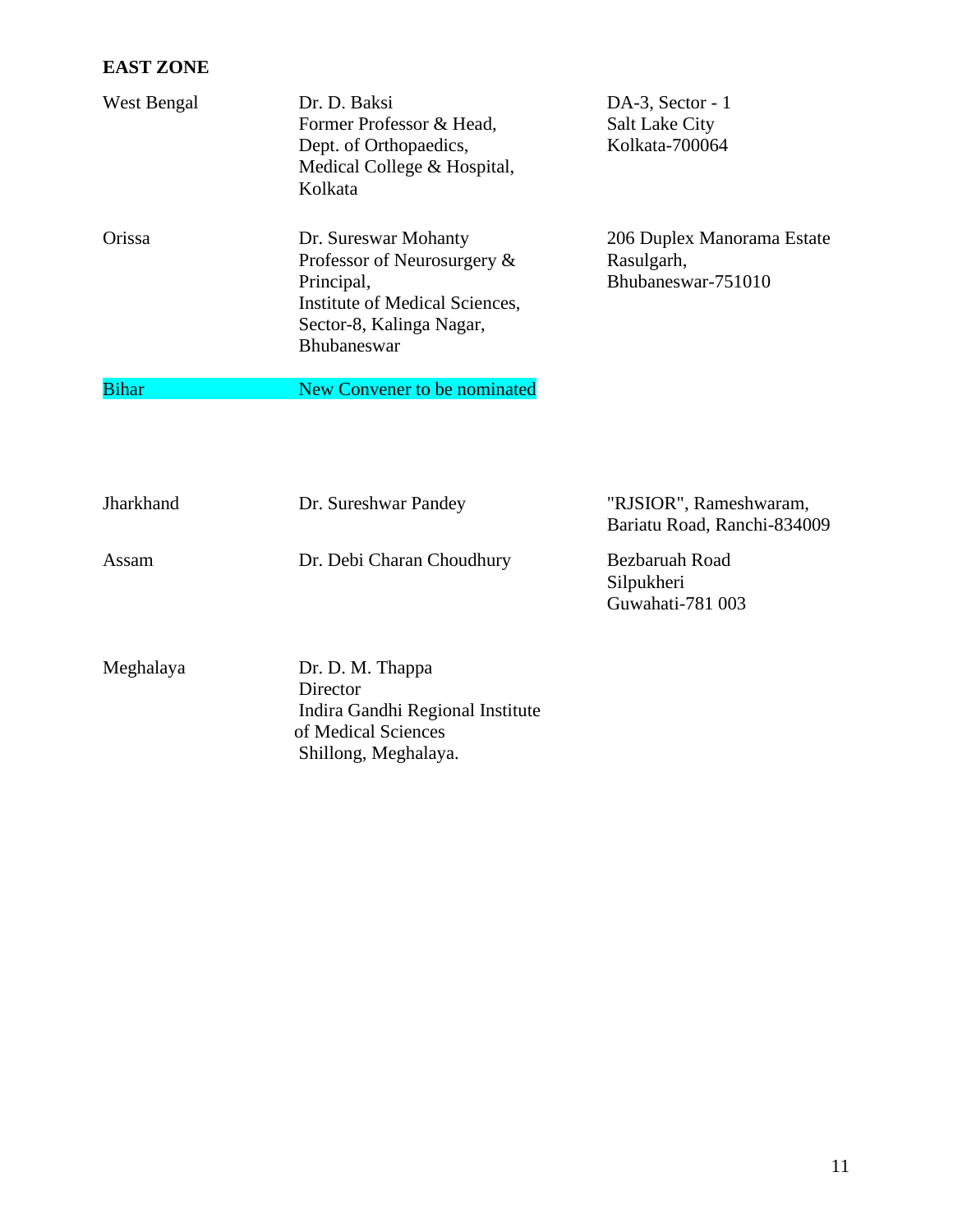**EAST ZONE**

| | | |
|---|---|---|
| West Bengal | Dr. D. Baksi<br>Former Professor & Head,<br>Dept. of Orthopaedics,<br>Medical College & Hospital,<br>Kolkata | DA-3, Sector - 1<br>Salt Lake City<br>Kolkata-700064 |
| Orissa | Dr. Sureswar Mohanty<br>Professor of Neurosurgery &<br>Principal,<br>Institute of Medical Sciences,<br>Sector-8, Kalinga Nagar,<br>Bhubaneswar | 206 Duplex Manorama Estate<br>Rasulgarh,<br>Bhubaneswar-751010 |
| Bihar | New Convener to be nominated | |
| Jharkhand | Dr. Sureshwar Pandey | "RJSIOR", Rameshwaram,<br>Bariatu Road, Ranchi-834009 |
| Assam | Dr. Debi Charan Choudhury | Bezbaruah Road<br>Silpukheri<br>Guwahati-781 003 |
| Meghalaya | Dr. D. M. Thappa<br>Director<br>Indira Gandhi Regional Institute<br>of Medical Sciences<br>Shillong, Meghalaya. | |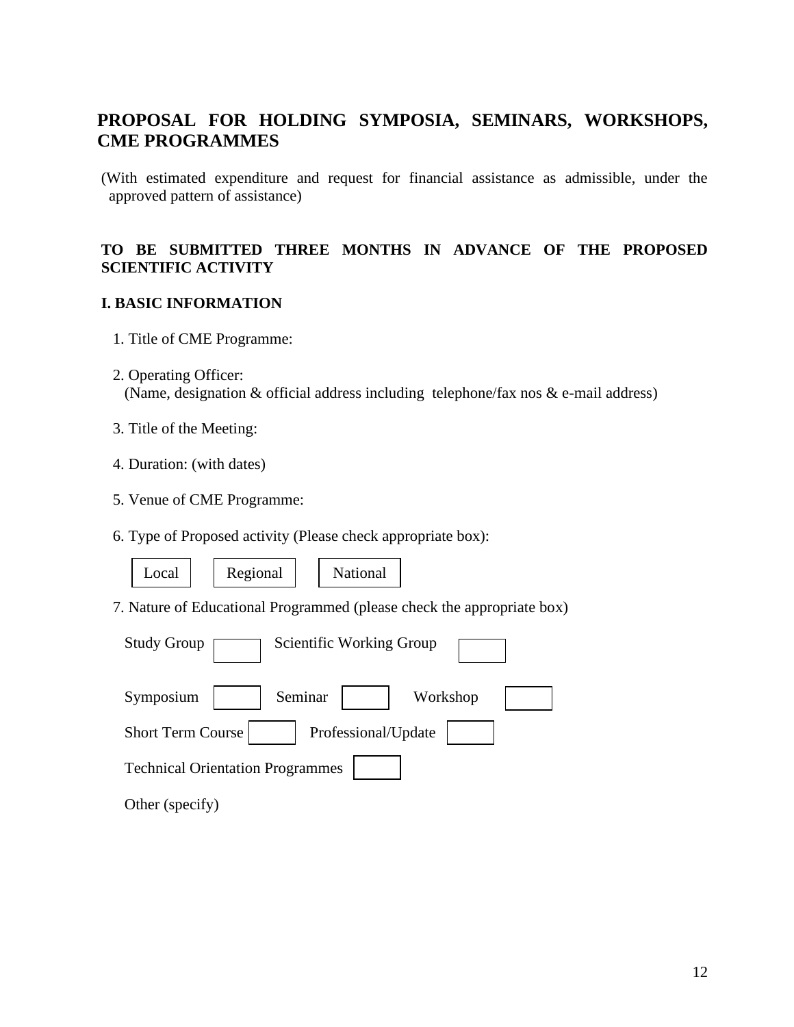# PROPOSAL FOR HOLDING SYMPOSIA, SEMINARS, WORKSHOPS, CME PROGRAMMES

(With estimated expenditure and request for financial assistance as admissible, under the approved pattern of assistance)

**TO BE SUBMITTED THREE MONTHS IN ADVANCE OF THE PROPOSED SCIENTIFIC ACTIVITY**

**I. BASIC INFORMATION**

1. Title of CME Programme:

2. Operating Officer:
   (Name, designation & official address including telephone/fax nos & e-mail address)

3. Title of the Meeting:

4. Duration: (with dates)

5. Venue of CME Programme:

6. Type of Proposed activity (Please check appropriate box):

   Local ☐ Regional ☐ National ☐

7. Nature of Educational Programmed (please check the appropriate box)

   Study Group ☐ Scientific Working Group ☐

   Symposium ☐ Seminar ☐ Workshop ☐

   Short Term Course ☐ Professional/Update ☐

   Technical Orientation Programmes ☐

   Other (specify)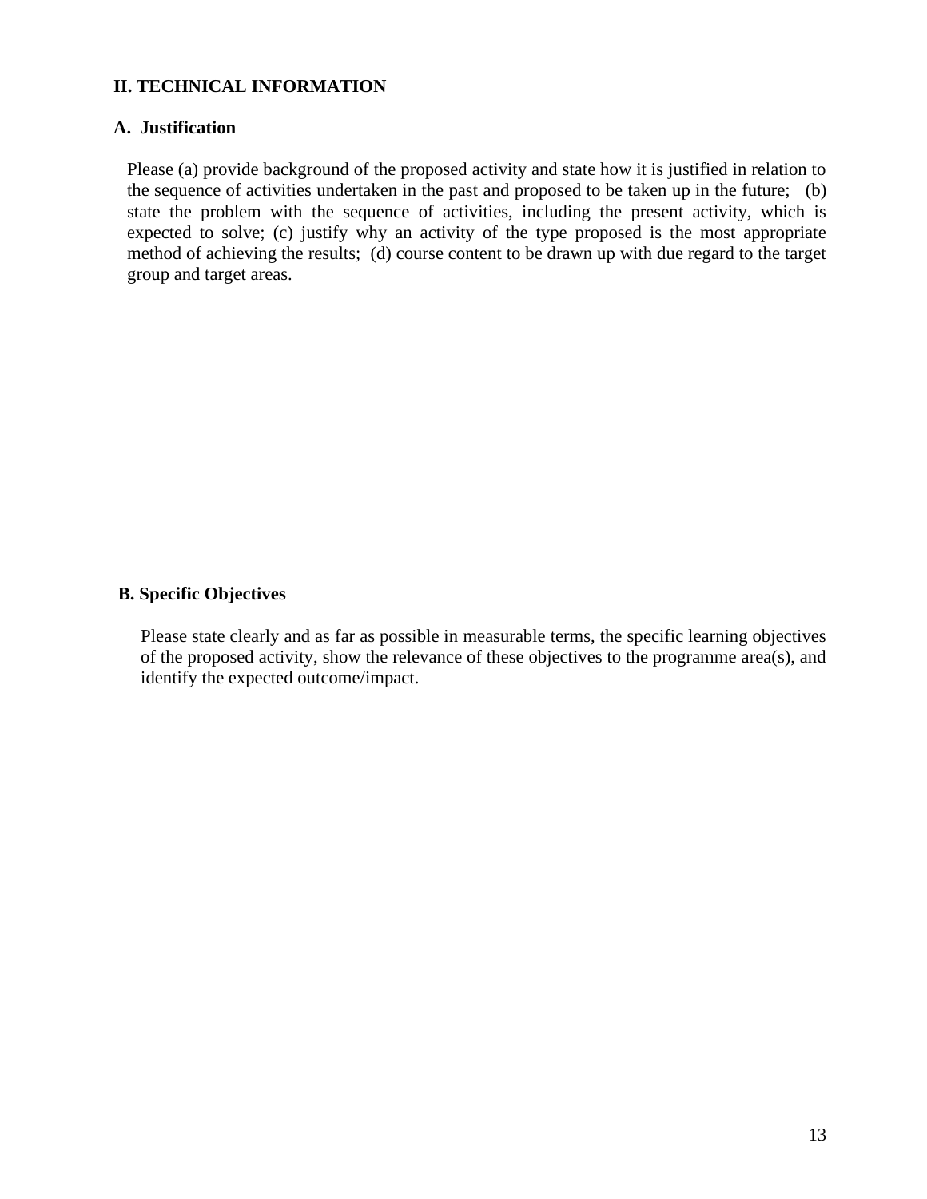## II. TECHNICAL INFORMATION

### A. Justification

Please (a) provide background of the proposed activity and state how it is justified in relation to the sequence of activities undertaken in the past and proposed to be taken up in the future; (b) state the problem with the sequence of activities, including the present activity, which is expected to solve; (c) justify why an activity of the type proposed is the most appropriate method of achieving the results; (d) course content to be drawn up with due regard to the target group and target areas.

### B. Specific Objectives

Please state clearly and as far as possible in measurable terms, the specific learning objectives of the proposed activity, show the relevance of these objectives to the programme area(s), and identify the expected outcome/impact.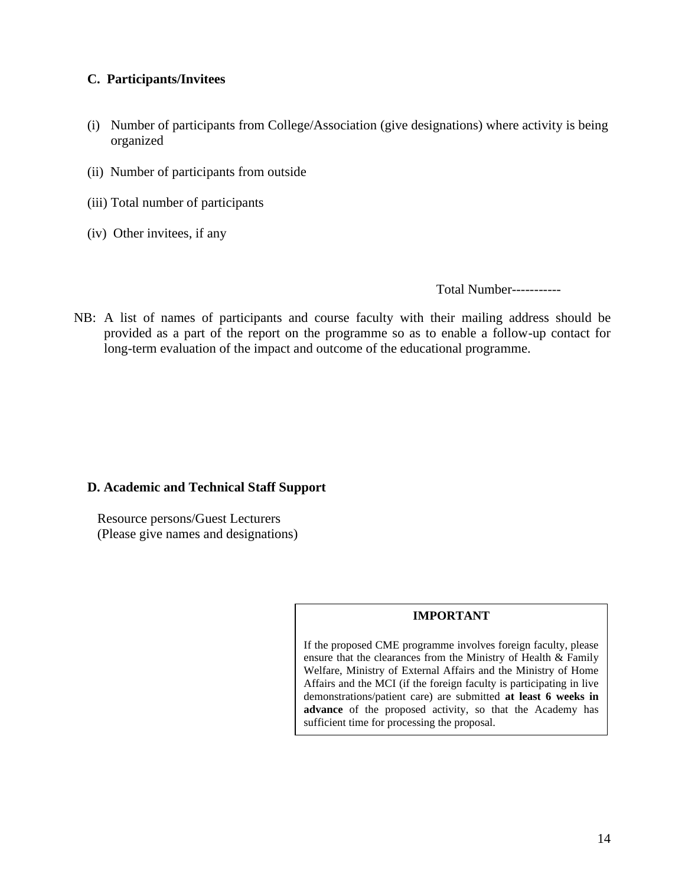### C. Participants/Invitees

(i) Number of participants from College/Association (give designations) where activity is being organized

(ii) Number of participants from outside

(iii) Total number of participants

(iv) Other invitees, if any

Total Number-----------

NB: A list of names of participants and course faculty with their mailing address should be provided as a part of the report on the programme so as to enable a follow-up contact for long-term evaluation of the impact and outcome of the educational programme.

### D. Academic and Technical Staff Support

Resource persons/Guest Lecturers
(Please give names and designations)

**IMPORTANT**

If the proposed CME programme involves foreign faculty, please ensure that the clearances from the Ministry of Health & Family Welfare, Ministry of External Affairs and the Ministry of Home Affairs and the MCI (if the foreign faculty is participating in live demonstrations/patient care) are submitted **at least 6 weeks in advance** of the proposed activity, so that the Academy has sufficient time for processing the proposal.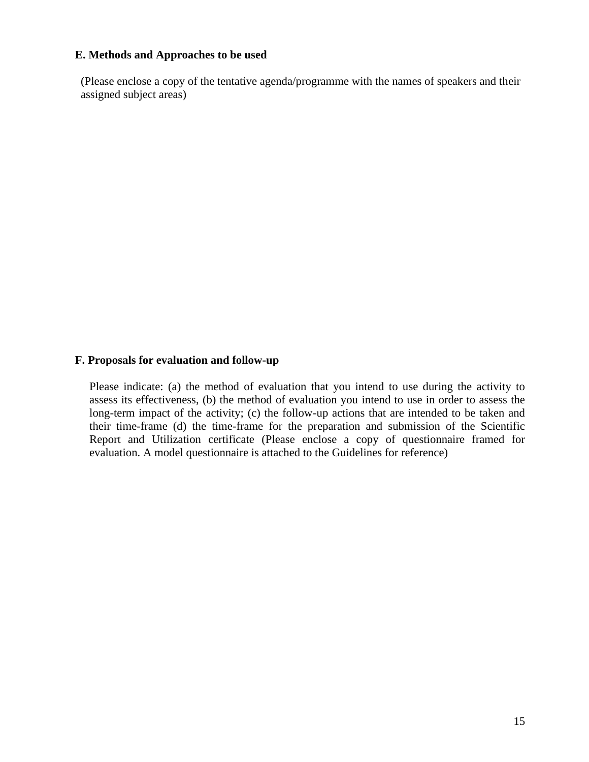**E. Methods and Approaches to be used**

(Please enclose a copy of the tentative agenda/programme with the names of speakers and their assigned subject areas)

**F. Proposals for evaluation and follow-up**

Please indicate: (a) the method of evaluation that you intend to use during the activity to assess its effectiveness, (b) the method of evaluation you intend to use in order to assess the long-term impact of the activity; (c) the follow-up actions that are intended to be taken and their time-frame (d) the time-frame for the preparation and submission of the Scientific Report and Utilization certificate (Please enclose a copy of questionnaire framed for evaluation. A model questionnaire is attached to the Guidelines for reference)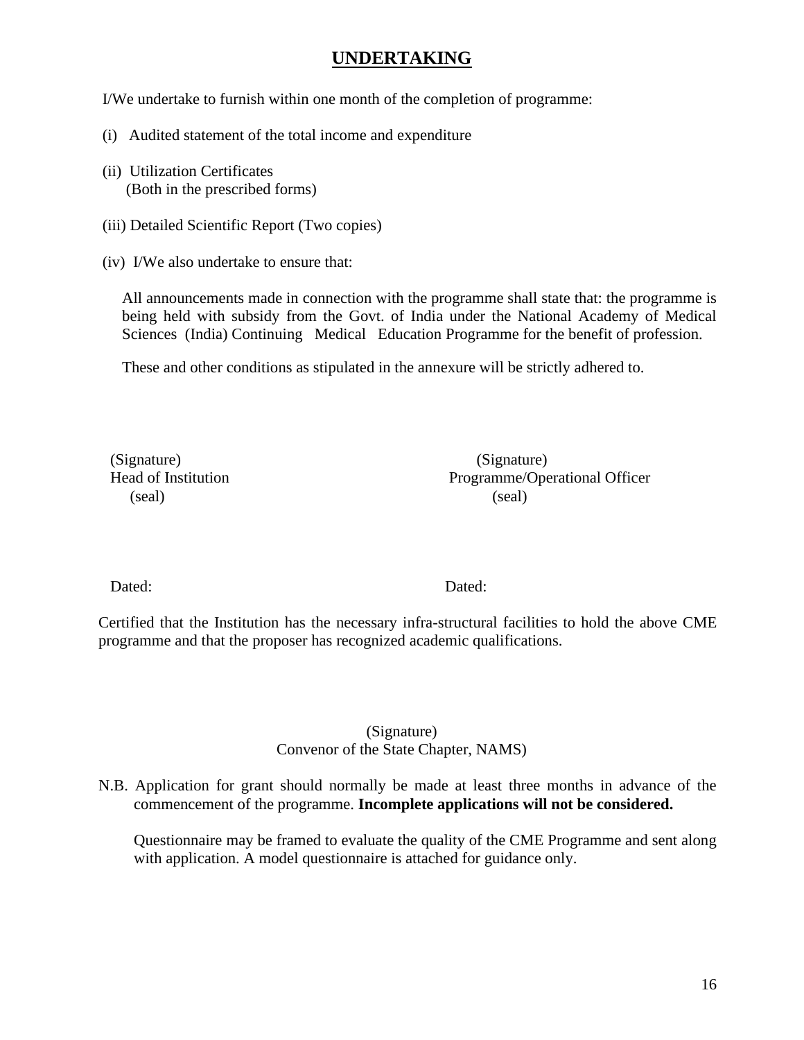# UNDERTAKING

I/We undertake to furnish within one month of the completion of programme:

(i) Audited statement of the total income and expenditure

(ii) Utilization Certificates
(Both in the prescribed forms)

(iii) Detailed Scientific Report (Two copies)

(iv) I/We also undertake to ensure that:

All announcements made in connection with the programme shall state that: the programme is being held with subsidy from the Govt. of India under the National Academy of Medical Sciences (India) Continuing Medical Education Programme for the benefit of profession.

These and other conditions as stipulated in the annexure will be strictly adhered to.

(Signature)
Head of Institution
(seal)

(Signature)
Programme/Operational Officer
(seal)

Dated:

Dated:

Certified that the Institution has the necessary infra-structural facilities to hold the above CME programme and that the proposer has recognized academic qualifications.

(Signature)
Convenor of the State Chapter, NAMS)

N.B. Application for grant should normally be made at least three months in advance of the commencement of the programme. **Incomplete applications will not be considered.**

Questionnaire may be framed to evaluate the quality of the CME Programme and sent along with application. A model questionnaire is attached for guidance only.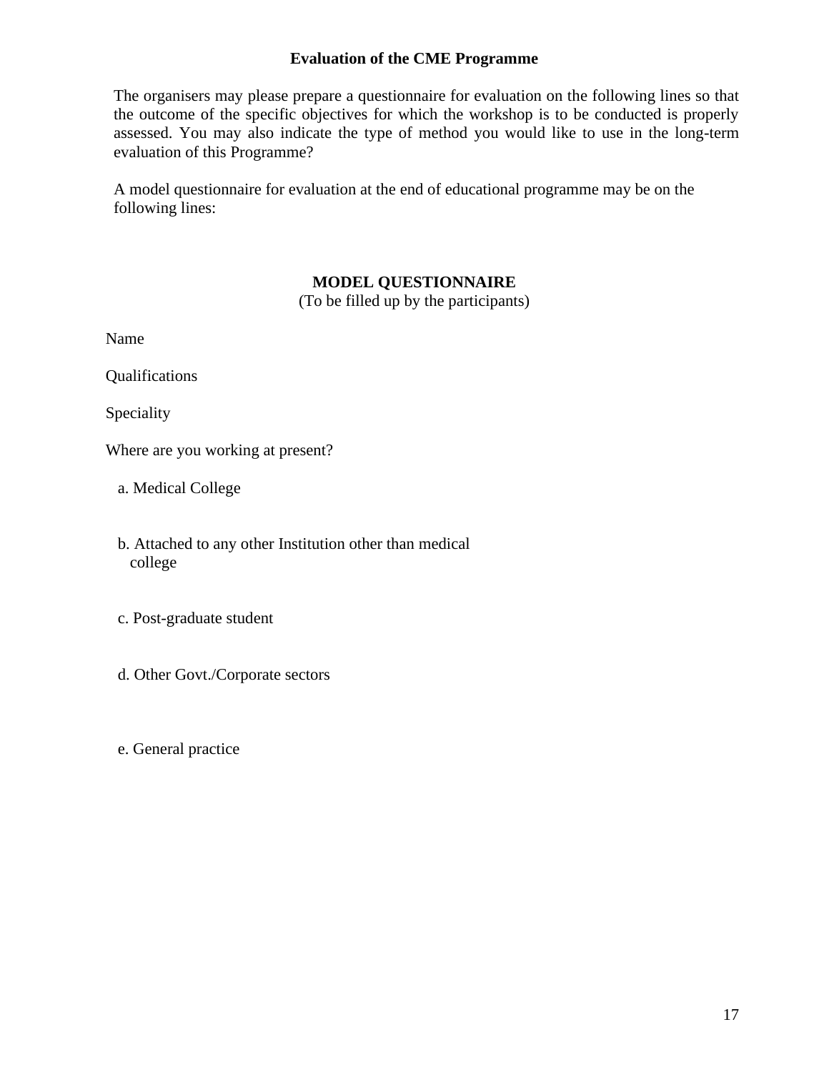## Evaluation of the CME Programme

The organisers may please prepare a questionnaire for evaluation on the following lines so that the outcome of the specific objectives for which the workshop is to be conducted is properly assessed. You may also indicate the type of method you would like to use in the long-term evaluation of this Programme?

A model questionnaire for evaluation at the end of educational programme may be on the following lines:

### MODEL QUESTIONNAIRE

(To be filled up by the participants)

Name

Qualifications

Speciality

Where are you working at present?

a. Medical College

b. Attached to any other Institution other than medical college

c. Post-graduate student

d. Other Govt./Corporate sectors

e. General practice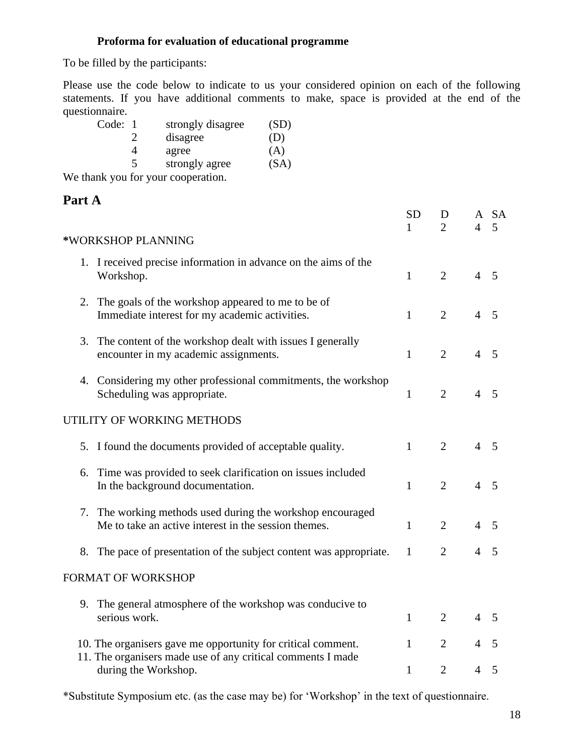**Proforma for evaluation of educational programme**

To be filled by the participants:

Please use the code below to indicate to us your considered opinion on each of the following statements. If you have additional comments to make, space is provided at the end of the questionnaire.

| Code: | | |
|---|---|---|
| 1 | strongly disagree | (SD) |
| 2 | disagree | (D) |
| 4 | agree | (A) |
| 5 | strongly agree | (SA) |

We thank you for your cooperation.

## Part A

| | SD 1 | D 2 | A 4 | SA 5 |
|---|---|---|---|---|
| ***WORKSHOP PLANNING** | | | | |
| 1. I received precise information in advance on the aims of the Workshop. | 1 | 2 | 4 | 5 |
| 2. The goals of the workshop appeared to me to be of Immediate interest for my academic activities. | 1 | 2 | 4 | 5 |
| 3. The content of the workshop dealt with issues I generally encounter in my academic assignments. | 1 | 2 | 4 | 5 |
| 4. Considering my other professional commitments, the workshop Scheduling was appropriate. | 1 | 2 | 4 | 5 |
| UTILITY OF WORKING METHODS | | | | |
| 5. I found the documents provided of acceptable quality. | 1 | 2 | 4 | 5 |
| 6. Time was provided to seek clarification on issues included In the background documentation. | 1 | 2 | 4 | 5 |
| 7. The working methods used during the workshop encouraged Me to take an active interest in the session themes. | 1 | 2 | 4 | 5 |
| 8. The pace of presentation of the subject content was appropriate. | 1 | 2 | 4 | 5 |
| FORMAT OF WORKSHOP | | | | |
| 9. The general atmosphere of the workshop was conducive to serious work. | 1 | 2 | 4 | 5 |
| 10. The organisers gave me opportunity for critical comment. | 1 | 2 | 4 | 5 |
| 11. The organisers made use of any critical comments I made during the Workshop. | 1 | 2 | 4 | 5 |

*Substitute Symposium etc. (as the case may be) for 'Workshop' in the text of questionnaire.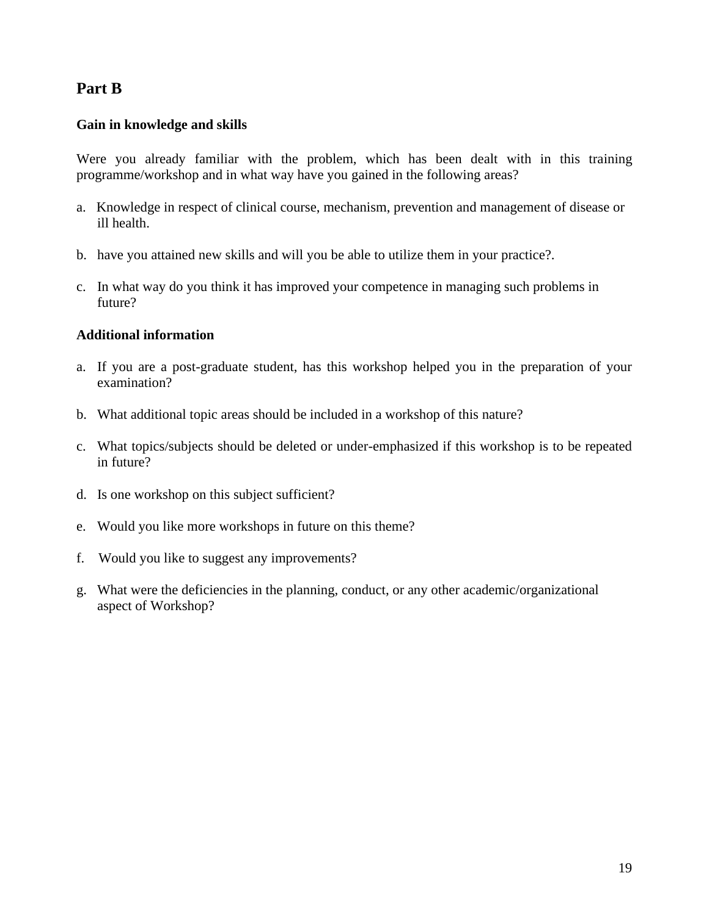## Part B

### Gain in knowledge and skills

Were you already familiar with the problem, which has been dealt with in this training programme/workshop and in what way have you gained in the following areas?

a. Knowledge in respect of clinical course, mechanism, prevention and management of disease or ill health.

b. have you attained new skills and will you be able to utilize them in your practice?.

c. In what way do you think it has improved your competence in managing such problems in future?

### Additional information

a. If you are a post-graduate student, has this workshop helped you in the preparation of your examination?

b. What additional topic areas should be included in a workshop of this nature?

c. What topics/subjects should be deleted or under-emphasized if this workshop is to be repeated in future?

d. Is one workshop on this subject sufficient?

e. Would you like more workshops in future on this theme?

f. Would you like to suggest any improvements?

g. What were the deficiencies in the planning, conduct, or any other academic/organizational aspect of Workshop?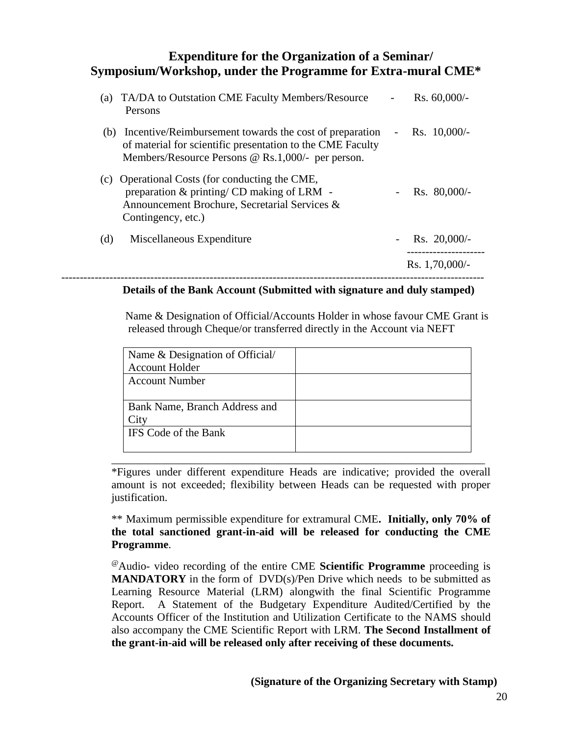## Expenditure for the Organization of a Seminar/ Symposium/Workshop, under the Programme for Extra-mural CME*

| | | |
|---|---|---|
| (a) TA/DA to Outstation CME Faculty Members/Resource Persons | - | Rs. 60,000/- |
| (b) Incentive/Reimbursement towards the cost of preparation of material for scientific presentation to the CME Faculty Members/Resource Persons @ Rs.1,000/- per person. | - | Rs. 10,000/- |
| (c) Operational Costs (for conducting the CME, preparation & printing/ CD making of LRM - Announcement Brochure, Secretarial Services & Contingency, etc.) | - | Rs. 80,000/- |
| (d) Miscellaneous Expenditure | - | Rs. 20,000/- |
| | | Rs. 1,70,000/- |

---

**Details of the Bank Account (Submitted with signature and duly stamped)**

Name & Designation of Official/Accounts Holder in whose favour CME Grant is released through Cheque/or transferred directly in the Account via NEFT

| | |
|---|---|
| Name & Designation of Official/ Account Holder | |
| Account Number | |
| Bank Name, Branch Address and City | |
| IFS Code of the Bank | |

---

*Figures under different expenditure Heads are indicative; provided the overall amount is not exceeded; flexibility between Heads can be requested with proper justification.

** Maximum permissible expenditure for extramural CME**. Initially, only 70% of the total sanctioned grant-in-aid will be released for conducting the CME Programme**.

@Audio- video recording of the entire CME **Scientific Programme** proceeding is **MANDATORY** in the form of DVD(s)/Pen Drive which needs to be submitted as Learning Resource Material (LRM) alongwith the final Scientific Programme Report. A Statement of the Budgetary Expenditure Audited/Certified by the Accounts Officer of the Institution and Utilization Certificate to the NAMS should also accompany the CME Scientific Report with LRM. **The Second Installment of the grant-in-aid will be released only after receiving of these documents.**

**(Signature of the Organizing Secretary with Stamp)**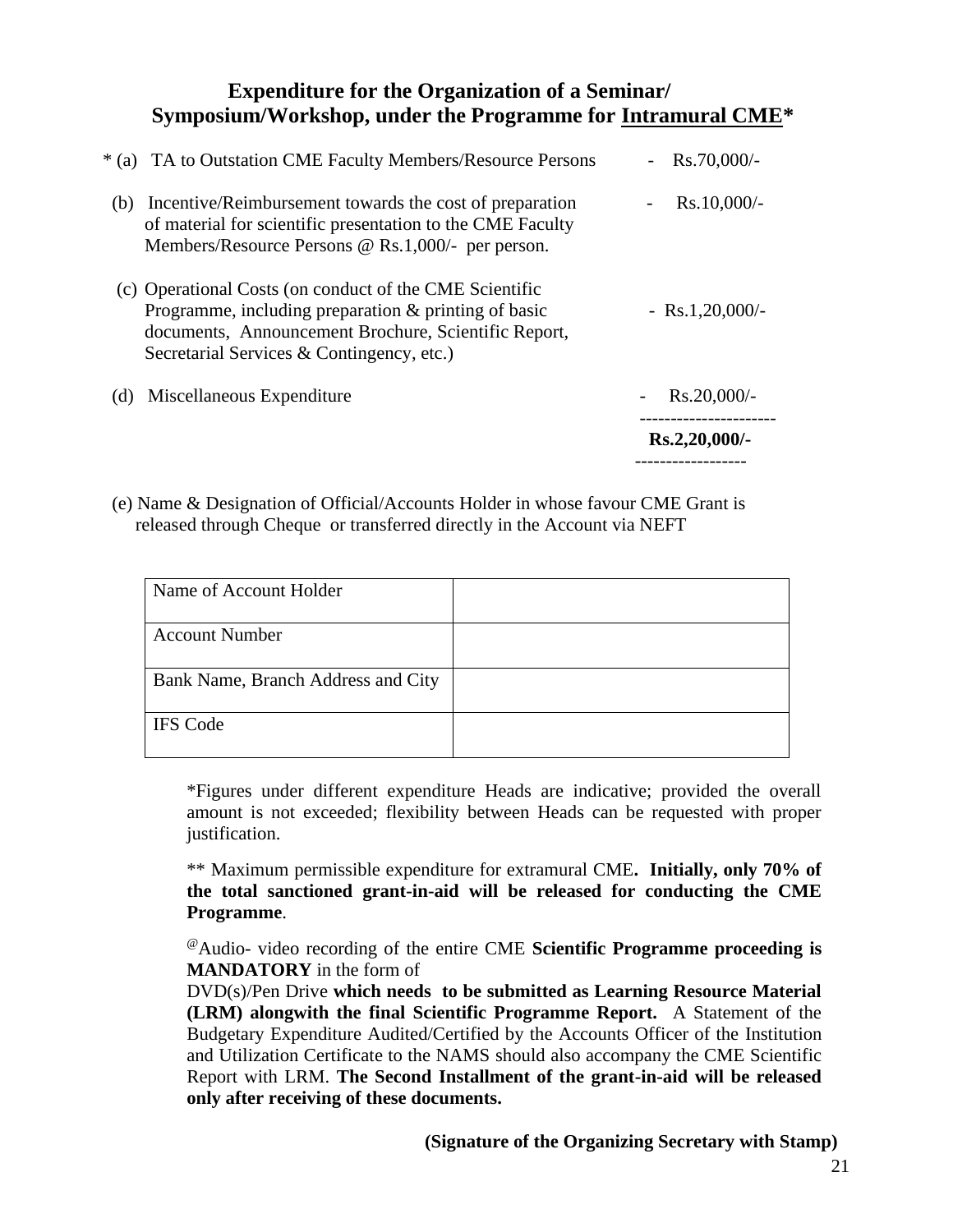## Expenditure for the Organization of a Seminar/ Symposium/Workshop, under the Programme for Intramural CME*

| | | |
|---|---|---|
| * (a) | TA to Outstation CME Faculty Members/Resource Persons | - Rs.70,000/- |
| (b) | Incentive/Reimbursement towards the cost of preparation of material for scientific presentation to the CME Faculty Members/Resource Persons @ Rs.1,000/- per person. | - Rs.10,000/- |
| (c) | Operational Costs (on conduct of the CME Scientific Programme, including preparation & printing of basic documents, Announcement Brochure, Scientific Report, Secretarial Services & Contingency, etc.) | - Rs.1,20,000/- |
| (d) | Miscellaneous Expenditure | - Rs.20,000/- |
| | | **Rs.2,20,000/-** |

(e) Name & Designation of Official/Accounts Holder in whose favour CME Grant is released through Cheque or transferred directly in the Account via NEFT

| | |
|---|---|
| Name of Account Holder | |
| Account Number | |
| Bank Name, Branch Address and City | |
| IFS Code | |

*Figures under different expenditure Heads are indicative; provided the overall amount is not exceeded; flexibility between Heads can be requested with proper justification.

** Maximum permissible expenditure for extramural CME**. Initially, only 70% of the total sanctioned grant-in-aid will be released for conducting the CME Programme**.

@Audio- video recording of the entire CME **Scientific Programme proceeding is MANDATORY** in the form of DVD(s)/Pen Drive **which needs to be submitted as Learning Resource Material (LRM) alongwith the final Scientific Programme Report.** A Statement of the Budgetary Expenditure Audited/Certified by the Accounts Officer of the Institution and Utilization Certificate to the NAMS should also accompany the CME Scientific Report with LRM. **The Second Installment of the grant-in-aid will be released only after receiving of these documents.**

**(Signature of the Organizing Secretary with Stamp)**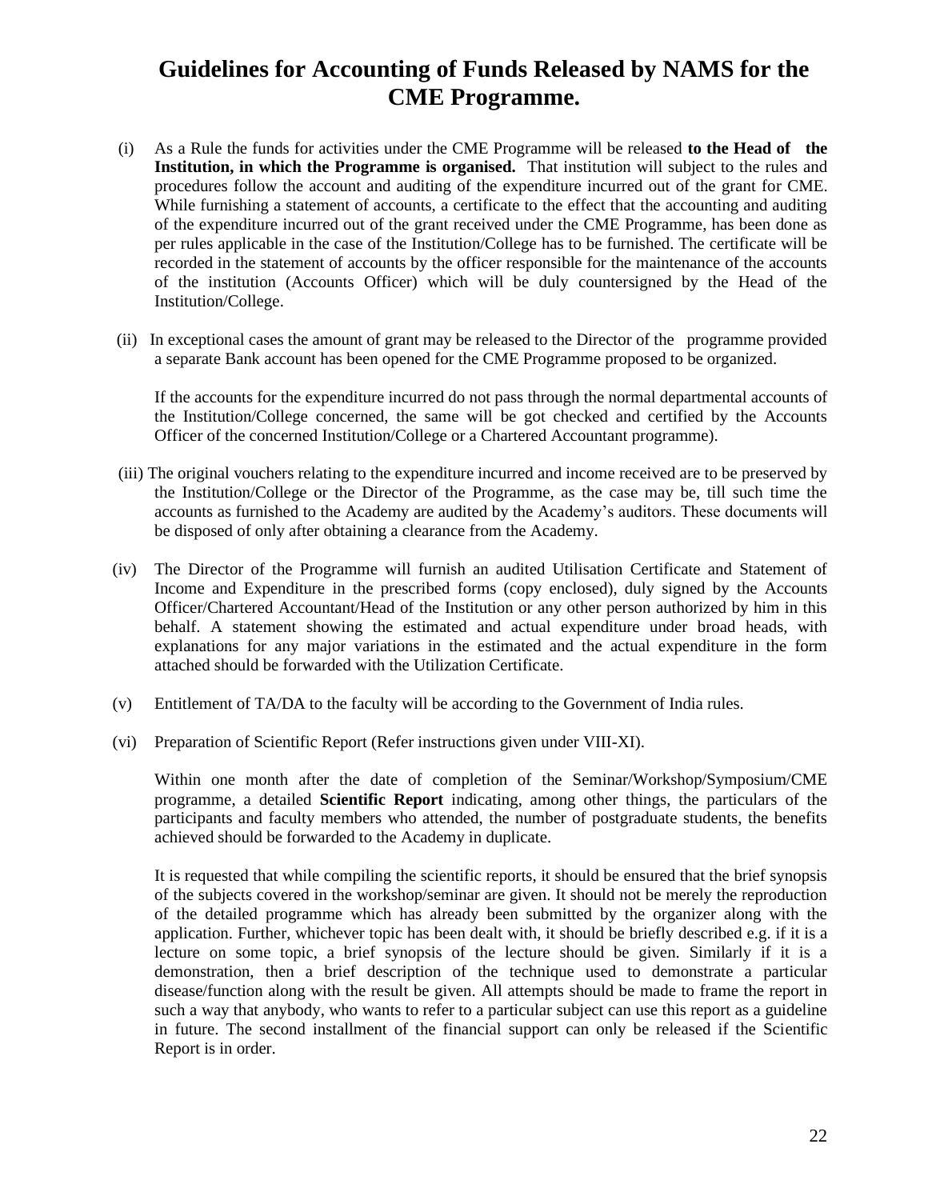# Guidelines for Accounting of Funds Released by NAMS for the CME Programme.

(i) As a Rule the funds for activities under the CME Programme will be released **to the Head of the Institution, in which the Programme is organised.** That institution will subject to the rules and procedures follow the account and auditing of the expenditure incurred out of the grant for CME. While furnishing a statement of accounts, a certificate to the effect that the accounting and auditing of the expenditure incurred out of the grant received under the CME Programme, has been done as per rules applicable in the case of the Institution/College has to be furnished. The certificate will be recorded in the statement of accounts by the officer responsible for the maintenance of the accounts of the institution (Accounts Officer) which will be duly countersigned by the Head of the Institution/College.

(ii) In exceptional cases the amount of grant may be released to the Director of the programme provided a separate Bank account has been opened for the CME Programme proposed to be organized.

If the accounts for the expenditure incurred do not pass through the normal departmental accounts of the Institution/College concerned, the same will be got checked and certified by the Accounts Officer of the concerned Institution/College or a Chartered Accountant programme).

(iii) The original vouchers relating to the expenditure incurred and income received are to be preserved by the Institution/College or the Director of the Programme, as the case may be, till such time the accounts as furnished to the Academy are audited by the Academy's auditors. These documents will be disposed of only after obtaining a clearance from the Academy.

(iv) The Director of the Programme will furnish an audited Utilisation Certificate and Statement of Income and Expenditure in the prescribed forms (copy enclosed), duly signed by the Accounts Officer/Chartered Accountant/Head of the Institution or any other person authorized by him in this behalf. A statement showing the estimated and actual expenditure under broad heads, with explanations for any major variations in the estimated and the actual expenditure in the form attached should be forwarded with the Utilization Certificate.

(v) Entitlement of TA/DA to the faculty will be according to the Government of India rules.

(vi) Preparation of Scientific Report (Refer instructions given under VIII-XI).

Within one month after the date of completion of the Seminar/Workshop/Symposium/CME programme, a detailed **Scientific Report** indicating, among other things, the particulars of the participants and faculty members who attended, the number of postgraduate students, the benefits achieved should be forwarded to the Academy in duplicate.

It is requested that while compiling the scientific reports, it should be ensured that the brief synopsis of the subjects covered in the workshop/seminar are given. It should not be merely the reproduction of the detailed programme which has already been submitted by the organizer along with the application. Further, whichever topic has been dealt with, it should be briefly described e.g. if it is a lecture on some topic, a brief synopsis of the lecture should be given. Similarly if it is a demonstration, then a brief description of the technique used to demonstrate a particular disease/function along with the result be given. All attempts should be made to frame the report in such a way that anybody, who wants to refer to a particular subject can use this report as a guideline in future. The second installment of the financial support can only be released if the Scientific Report is in order.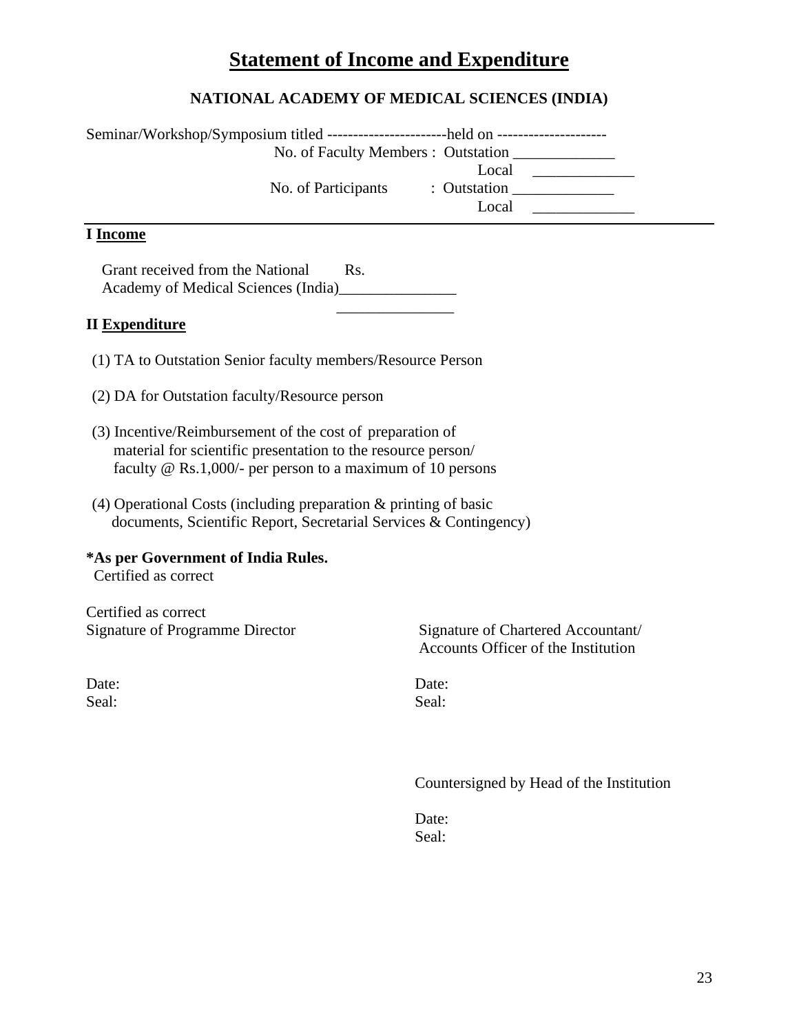# Statement of Income and Expenditure

**NATIONAL ACADEMY OF MEDICAL SCIENCES (INDIA)**

Seminar/Workshop/Symposium titled -----------------------held on ---------------------

No. of Faculty Members : Outstation _____________

Local _____________

No. of Participants : Outstation _____________

Local _____________

---

**I Income**

Grant received from the National Academy of Medical Sciences (India) Rs. _______________

_______________

**II Expenditure**

(1) TA to Outstation Senior faculty members/Resource Person

(2) DA for Outstation faculty/Resource person

(3) Incentive/Reimbursement of the cost of preparation of material for scientific presentation to the resource person/ faculty @ Rs.1,000/- per person to a maximum of 10 persons

(4) Operational Costs (including preparation & printing of basic documents, Scientific Report, Secretarial Services & Contingency)

**\*As per Government of India Rules.**

Certified as correct

Certified as correct

Signature of Programme Director

Date:

Seal:

Signature of Chartered Accountant/ Accounts Officer of the Institution

Date:

Seal:

Countersigned by Head of the Institution

Date:

Seal: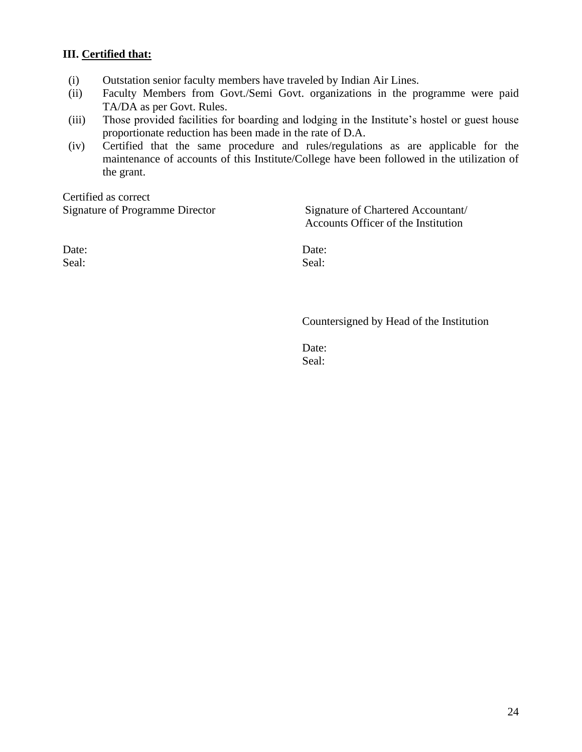**III. Certified that:**

(i) Outstation senior faculty members have traveled by Indian Air Lines.

(ii) Faculty Members from Govt./Semi Govt. organizations in the programme were paid TA/DA as per Govt. Rules.

(iii) Those provided facilities for boarding and lodging in the Institute's hostel or guest house proportionate reduction has been made in the rate of D.A.

(iv) Certified that the same procedure and rules/regulations as are applicable for the maintenance of accounts of this Institute/College have been followed in the utilization of the grant.

Certified as correct

Signature of Programme Director

Date:

Seal:

Signature of Chartered Accountant/
Accounts Officer of the Institution

Date:

Seal:

Countersigned by Head of the Institution

Date:

Seal: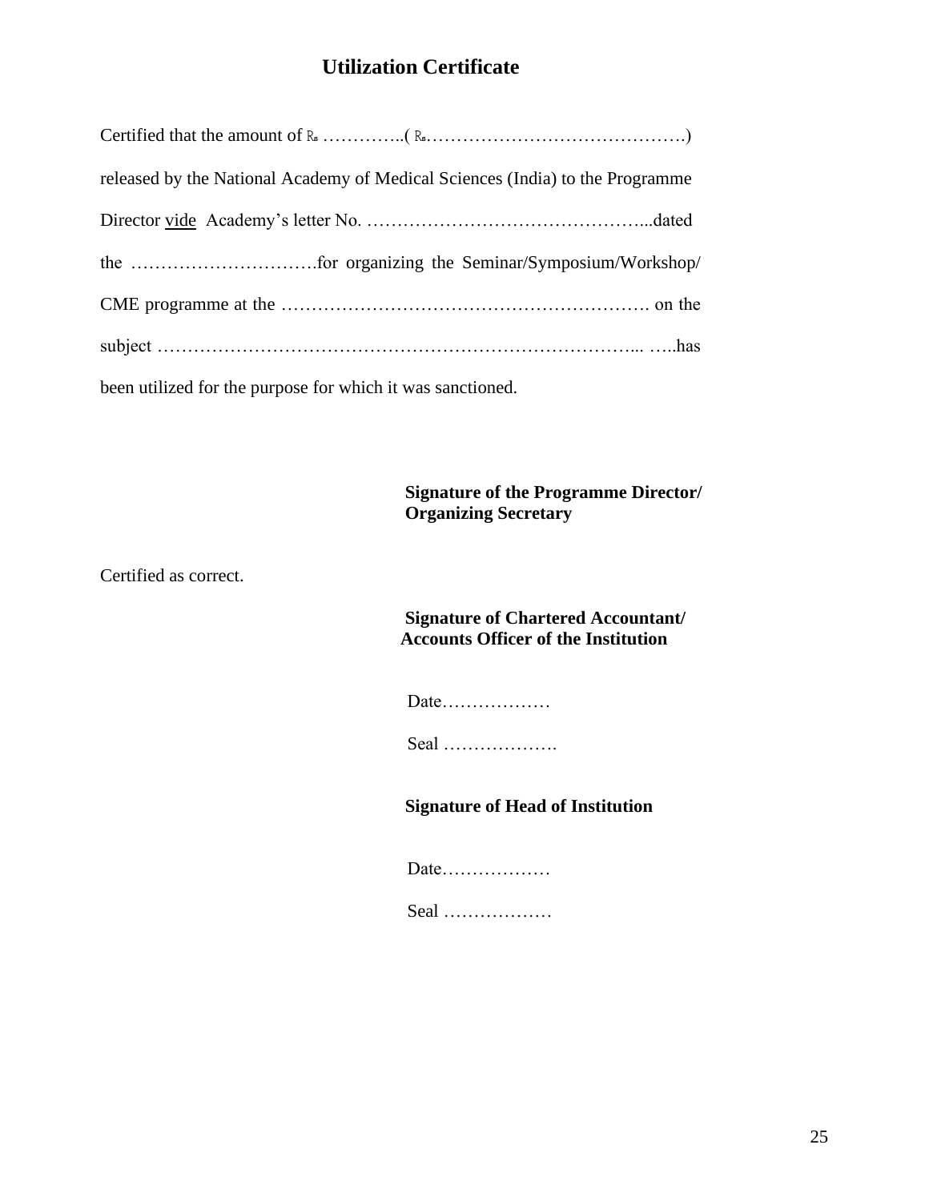# Utilization Certificate

Certified that the amount of Rs …………..( Rs……………………………………)

released by the National Academy of Medical Sciences (India) to the Programme

Director vide Academy's letter No. ………………………………………...dated

the ………………………….for organizing the Seminar/Symposium/Workshop/

CME programme at the ……………………………………………………. on the

subject …………………………………………………………………... …..has

been utilized for the purpose for which it was sanctioned.

**Signature of the Programme Director/**
**Organizing Secretary**

Certified as correct.

**Signature of Chartered Accountant/**
**Accounts Officer of the Institution**

Date………………

Seal ……………….

**Signature of Head of Institution**

Date………………

Seal ………………